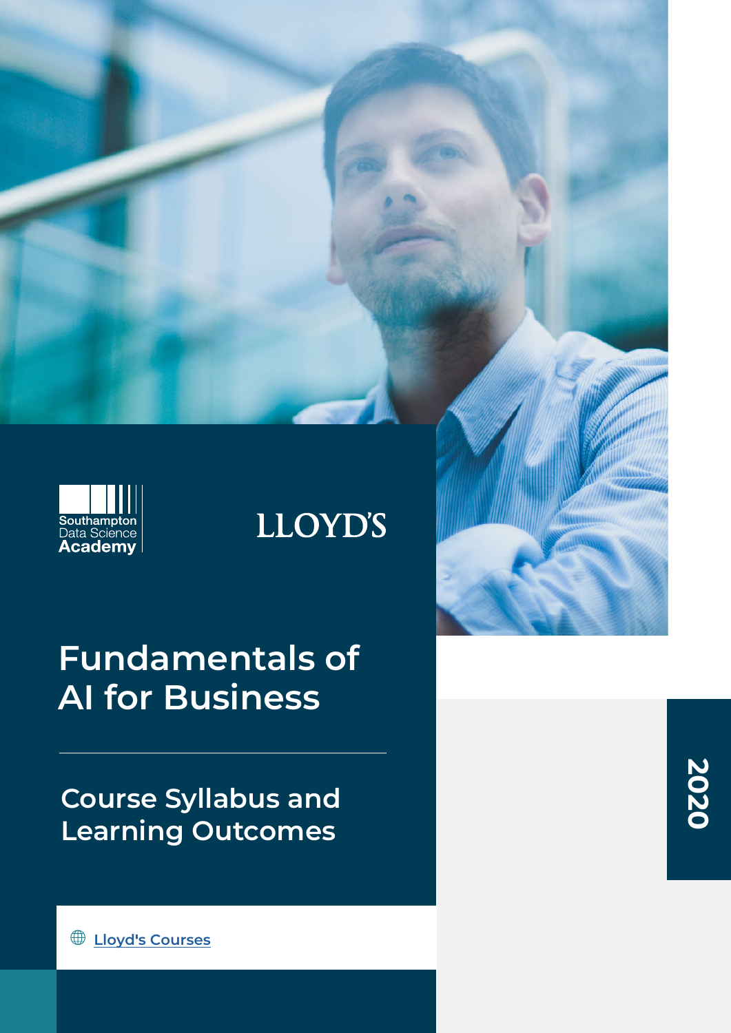Southampton Data Science Academy

LLOYD'S

# Fundamentals of AI for Business

## Course Syllabus and Learning Outcomes

Lloyd's Courses

2020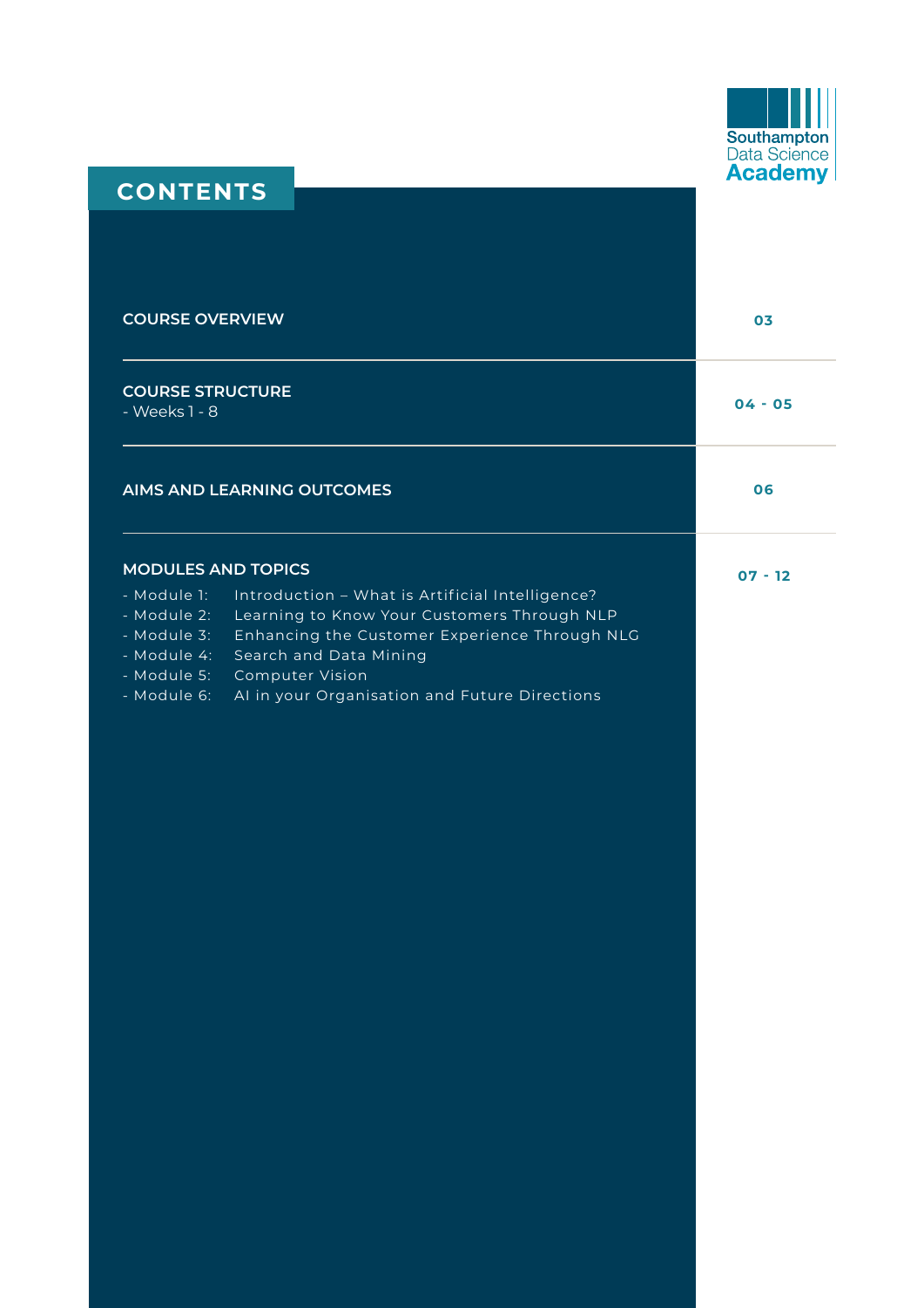Southampton Data Science Academy

# CONTENTS

| Section | Page |
| --- | --- |
| **COURSE OVERVIEW** | 03 |
| **COURSE STRUCTURE**<br>- Weeks 1 - 8 | 04 - 05 |
| **AIMS AND LEARNING OUTCOMES** | 06 |
| **MODULES AND TOPICS**<br>- Module 1: Introduction – What is Artificial Intelligence?<br>- Module 2: Learning to Know Your Customers Through NLP<br>- Module 3: Enhancing the Customer Experience Through NLG<br>- Module 4: Search and Data Mining<br>- Module 5: Computer Vision<br>- Module 6: AI in your Organisation and Future Directions | 07 - 12 |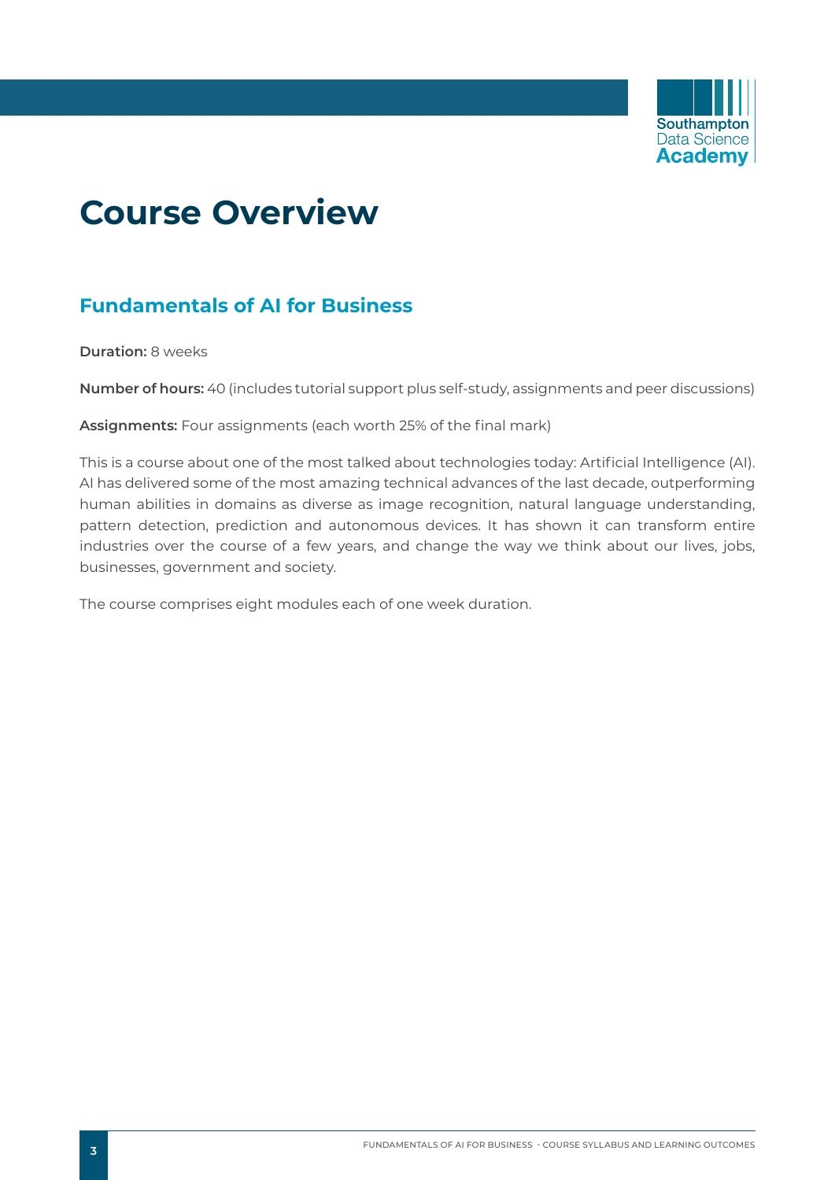# Course Overview

## Fundamentals of AI for Business

**Duration:** 8 weeks

**Number of hours:** 40 (includes tutorial support plus self-study, assignments and peer discussions)

**Assignments:** Four assignments (each worth 25% of the final mark)

This is a course about one of the most talked about technologies today: Artificial Intelligence (AI). AI has delivered some of the most amazing technical advances of the last decade, outperforming human abilities in domains as diverse as image recognition, natural language understanding, pattern detection, prediction and autonomous devices. It has shown it can transform entire industries over the course of a few years, and change the way we think about our lives, jobs, businesses, government and society.

The course comprises eight modules each of one week duration.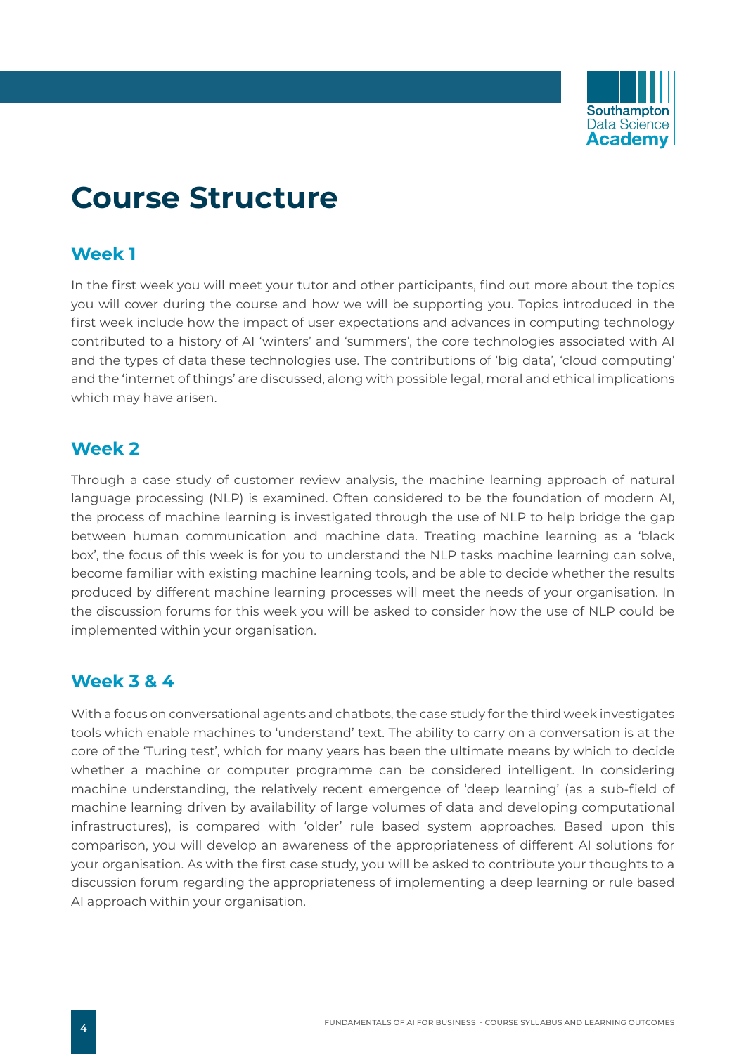# Course Structure

## Week 1

In the first week you will meet your tutor and other participants, find out more about the topics you will cover during the course and how we will be supporting you. Topics introduced in the first week include how the impact of user expectations and advances in computing technology contributed to a history of AI 'winters' and 'summers', the core technologies associated with AI and the types of data these technologies use. The contributions of 'big data', 'cloud computing' and the 'internet of things' are discussed, along with possible legal, moral and ethical implications which may have arisen.

## Week 2

Through a case study of customer review analysis, the machine learning approach of natural language processing (NLP) is examined. Often considered to be the foundation of modern AI, the process of machine learning is investigated through the use of NLP to help bridge the gap between human communication and machine data. Treating machine learning as a 'black box', the focus of this week is for you to understand the NLP tasks machine learning can solve, become familiar with existing machine learning tools, and be able to decide whether the results produced by different machine learning processes will meet the needs of your organisation. In the discussion forums for this week you will be asked to consider how the use of NLP could be implemented within your organisation.

## Week 3 & 4

With a focus on conversational agents and chatbots, the case study for the third week investigates tools which enable machines to 'understand' text. The ability to carry on a conversation is at the core of the 'Turing test', which for many years has been the ultimate means by which to decide whether a machine or computer programme can be considered intelligent. In considering machine understanding, the relatively recent emergence of 'deep learning' (as a sub-field of machine learning driven by availability of large volumes of data and developing computational infrastructures), is compared with 'older' rule based system approaches. Based upon this comparison, you will develop an awareness of the appropriateness of different AI solutions for your organisation. As with the first case study, you will be asked to contribute your thoughts to a discussion forum regarding the appropriateness of implementing a deep learning or rule based AI approach within your organisation.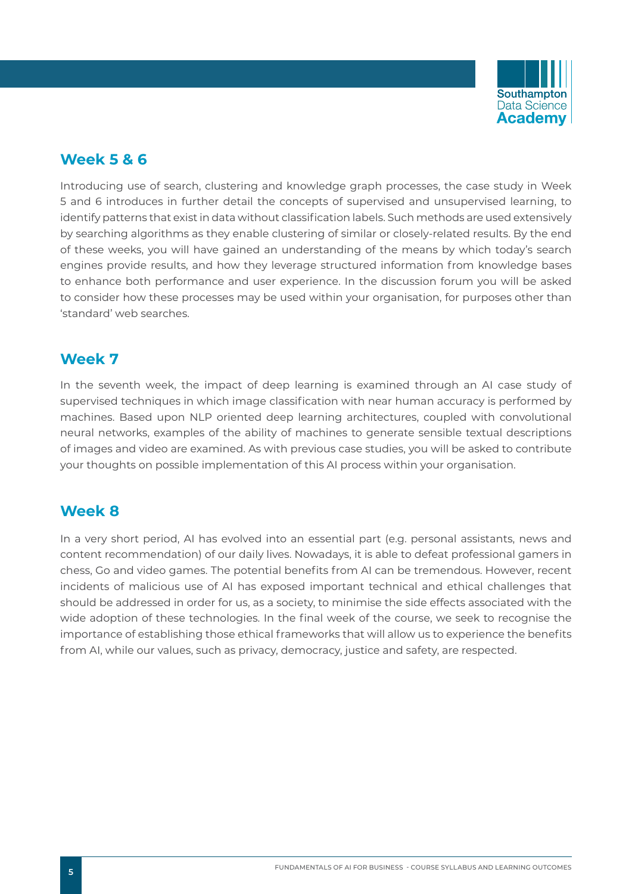## Week 5 & 6

Introducing use of search, clustering and knowledge graph processes, the case study in Week 5 and 6 introduces in further detail the concepts of supervised and unsupervised learning, to identify patterns that exist in data without classification labels. Such methods are used extensively by searching algorithms as they enable clustering of similar or closely-related results. By the end of these weeks, you will have gained an understanding of the means by which today's search engines provide results, and how they leverage structured information from knowledge bases to enhance both performance and user experience. In the discussion forum you will be asked to consider how these processes may be used within your organisation, for purposes other than 'standard' web searches.

## Week 7

In the seventh week, the impact of deep learning is examined through an AI case study of supervised techniques in which image classification with near human accuracy is performed by machines. Based upon NLP oriented deep learning architectures, coupled with convolutional neural networks, examples of the ability of machines to generate sensible textual descriptions of images and video are examined. As with previous case studies, you will be asked to contribute your thoughts on possible implementation of this AI process within your organisation.

## Week 8

In a very short period, AI has evolved into an essential part (e.g. personal assistants, news and content recommendation) of our daily lives. Nowadays, it is able to defeat professional gamers in chess, Go and video games. The potential benefits from AI can be tremendous. However, recent incidents of malicious use of AI has exposed important technical and ethical challenges that should be addressed in order for us, as a society, to minimise the side effects associated with the wide adoption of these technologies. In the final week of the course, we seek to recognise the importance of establishing those ethical frameworks that will allow us to experience the benefits from AI, while our values, such as privacy, democracy, justice and safety, are respected.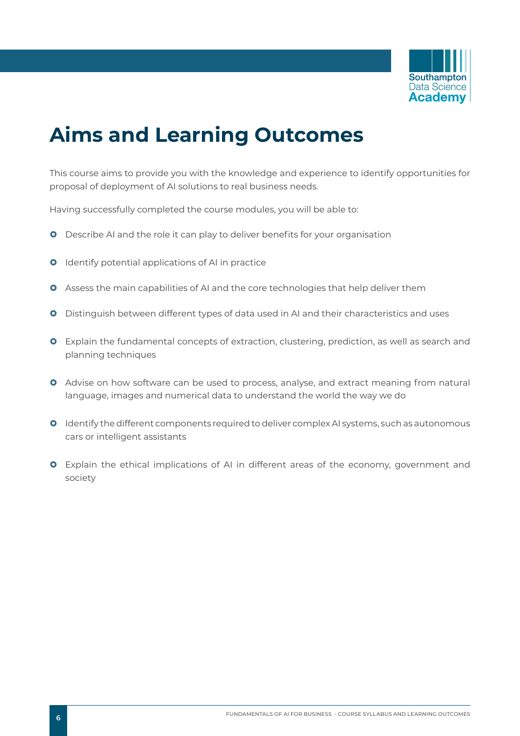# Aims and Learning Outcomes

This course aims to provide you with the knowledge and experience to identify opportunities for proposal of deployment of AI solutions to real business needs.

Having successfully completed the course modules, you will be able to:

- Describe AI and the role it can play to deliver benefits for your organisation
- Identify potential applications of AI in practice
- Assess the main capabilities of AI and the core technologies that help deliver them
- Distinguish between different types of data used in AI and their characteristics and uses
- Explain the fundamental concepts of extraction, clustering, prediction, as well as search and planning techniques
- Advise on how software can be used to process, analyse, and extract meaning from natural language, images and numerical data to understand the world the way we do
- Identify the different components required to deliver complex AI systems, such as autonomous cars or intelligent assistants
- Explain the ethical implications of AI in different areas of the economy, government and society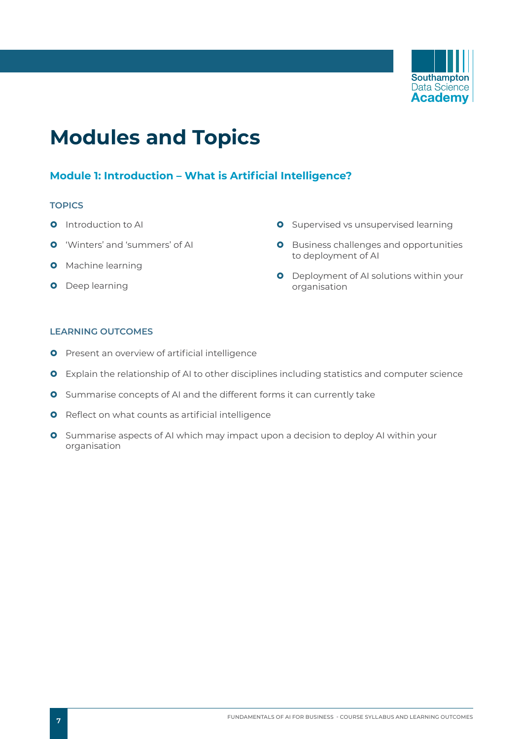# Modules and Topics

## Module 1: Introduction – What is Artificial Intelligence?

### TOPICS

- Introduction to AI
- 'Winters' and 'summers' of AI
- Machine learning
- Deep learning
- Supervised vs unsupervised learning
- Business challenges and opportunities to deployment of AI
- Deployment of AI solutions within your organisation

### LEARNING OUTCOMES

- Present an overview of artificial intelligence
- Explain the relationship of AI to other disciplines including statistics and computer science
- Summarise concepts of AI and the different forms it can currently take
- Reflect on what counts as artificial intelligence
- Summarise aspects of AI which may impact upon a decision to deploy AI within your organisation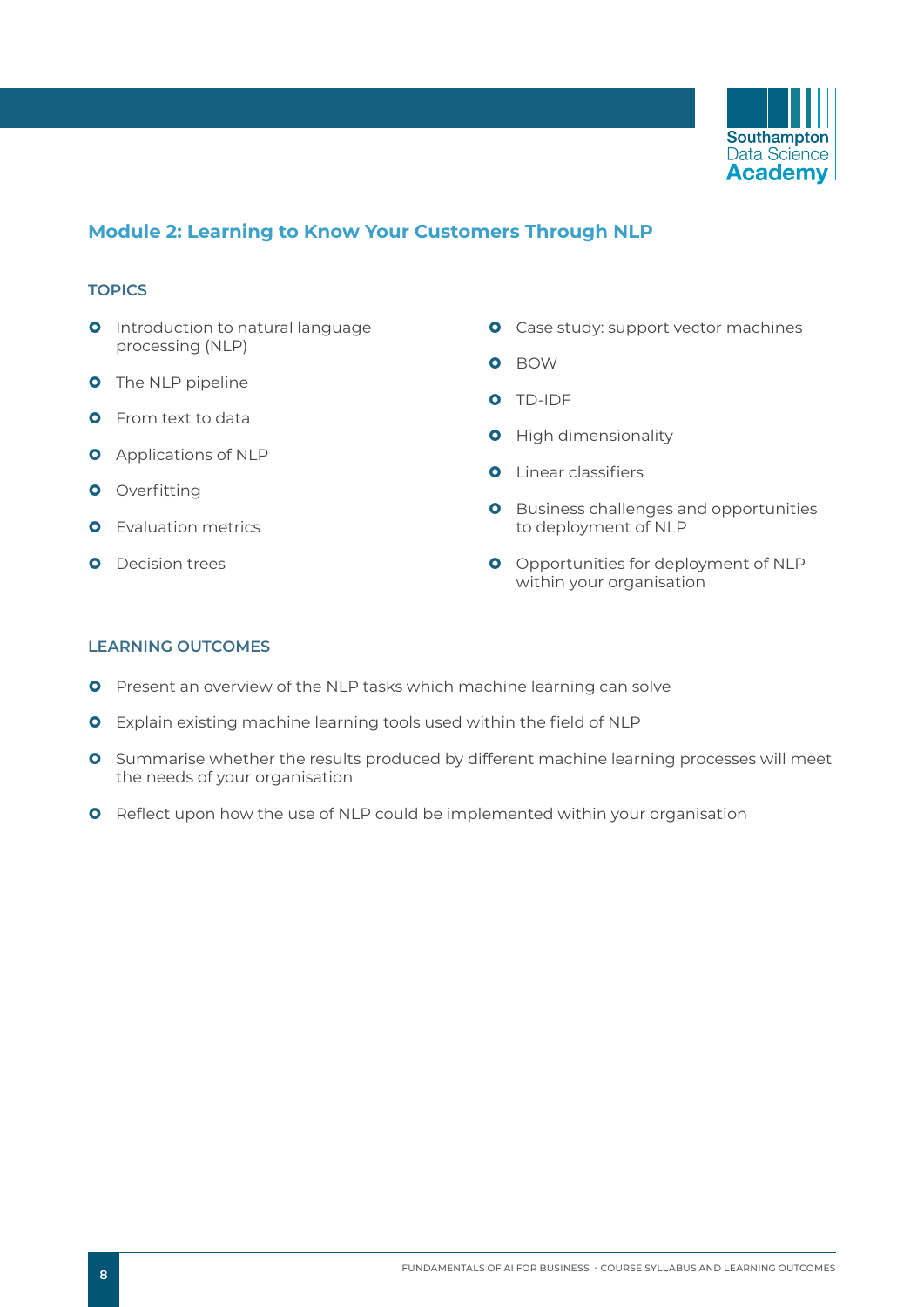## Module 2: Learning to Know Your Customers Through NLP

### TOPICS

- Introduction to natural language processing (NLP)
- The NLP pipeline
- From text to data
- Applications of NLP
- Overfitting
- Evaluation metrics
- Decision trees
- Case study: support vector machines
- BOW
- TD-IDF
- High dimensionality
- Linear classifiers
- Business challenges and opportunities to deployment of NLP
- Opportunities for deployment of NLP within your organisation

### LEARNING OUTCOMES

- Present an overview of the NLP tasks which machine learning can solve
- Explain existing machine learning tools used within the field of NLP
- Summarise whether the results produced by different machine learning processes will meet the needs of your organisation
- Reflect upon how the use of NLP could be implemented within your organisation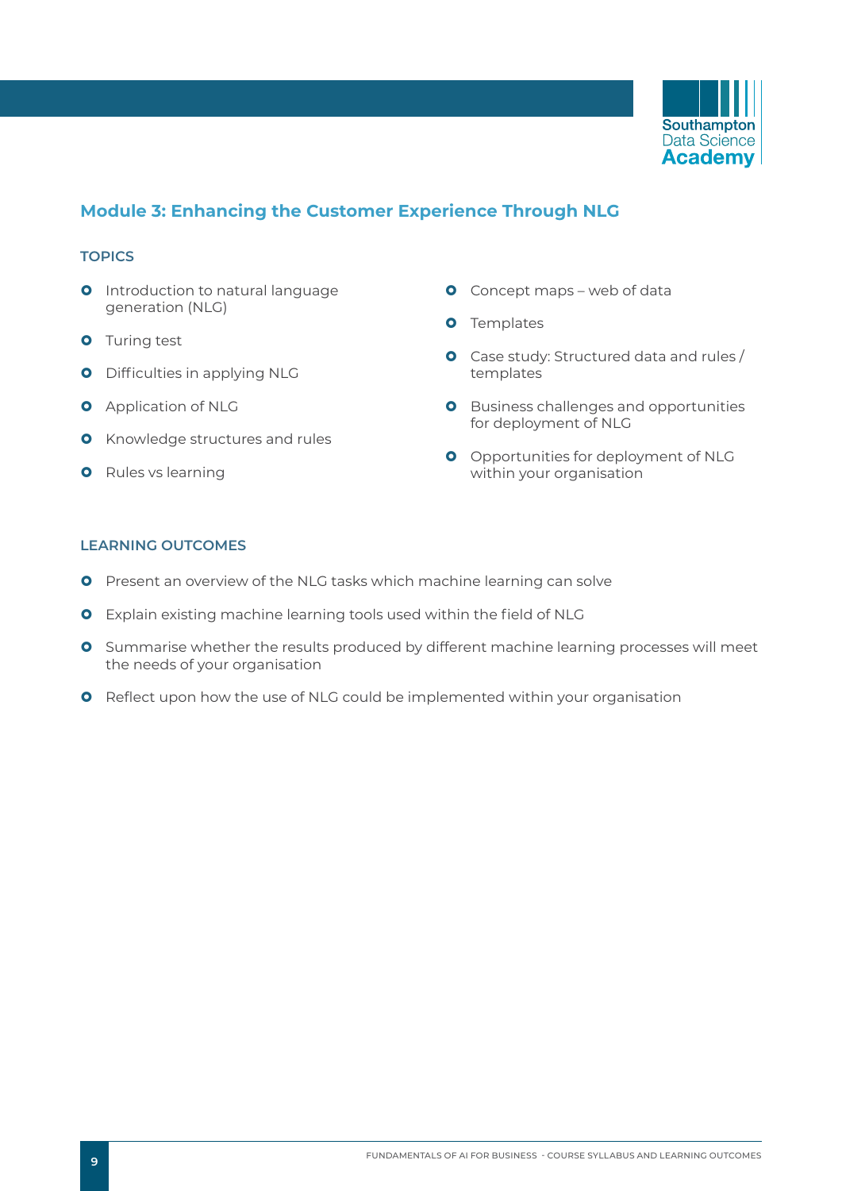## Module 3: Enhancing the Customer Experience Through NLG

### TOPICS

- Introduction to natural language generation (NLG)
- Turing test
- Difficulties in applying NLG
- Application of NLG
- Knowledge structures and rules
- Rules vs learning
- Concept maps – web of data
- Templates
- Case study: Structured data and rules / templates
- Business challenges and opportunities for deployment of NLG
- Opportunities for deployment of NLG within your organisation

### LEARNING OUTCOMES

- Present an overview of the NLG tasks which machine learning can solve
- Explain existing machine learning tools used within the field of NLG
- Summarise whether the results produced by different machine learning processes will meet the needs of your organisation
- Reflect upon how the use of NLG could be implemented within your organisation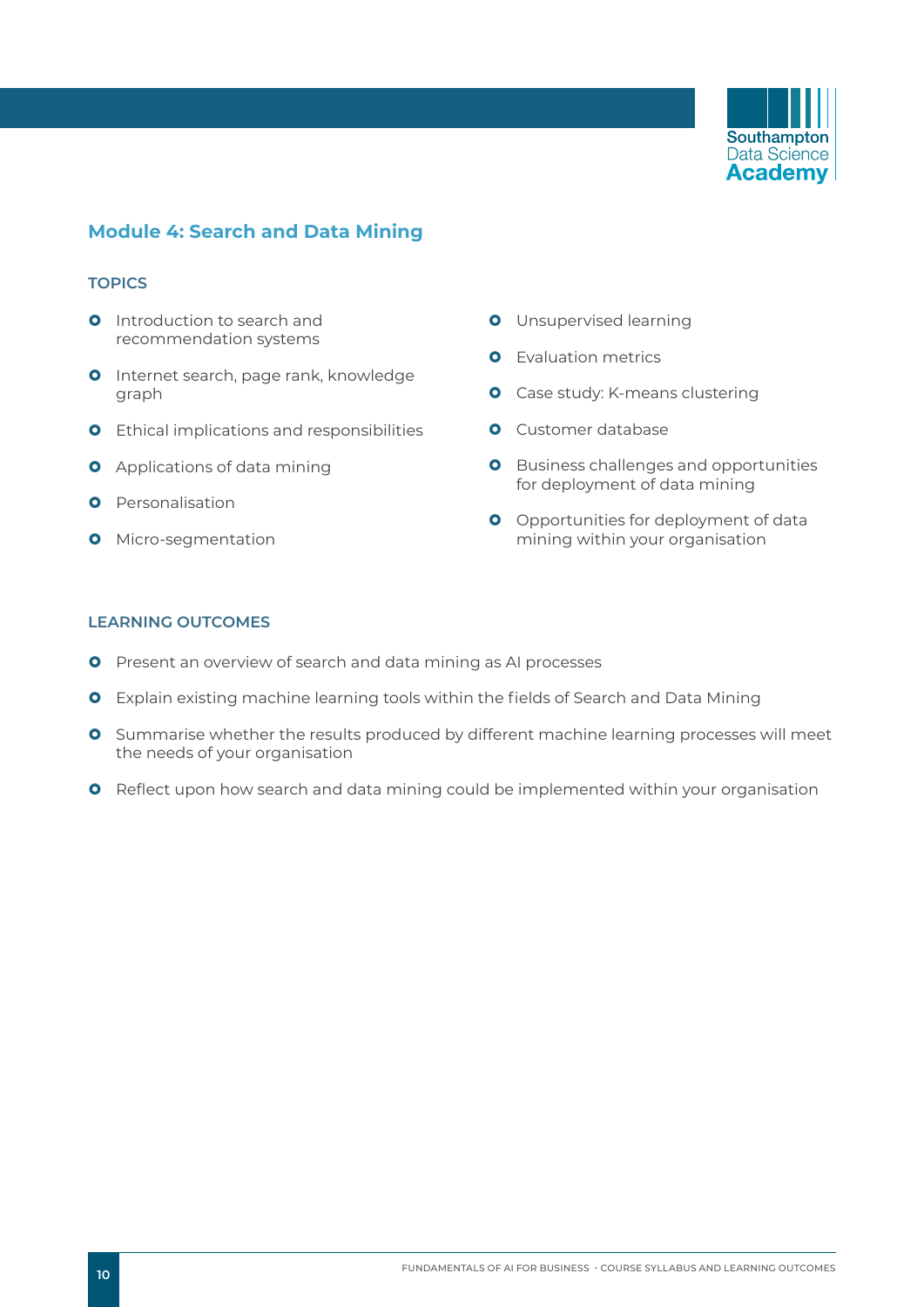## Module 4: Search and Data Mining

### TOPICS

- Introduction to search and recommendation systems
- Internet search, page rank, knowledge graph
- Ethical implications and responsibilities
- Applications of data mining
- Personalisation
- Micro-segmentation
- Unsupervised learning
- Evaluation metrics
- Case study: K-means clustering
- Customer database
- Business challenges and opportunities for deployment of data mining
- Opportunities for deployment of data mining within your organisation

### LEARNING OUTCOMES

- Present an overview of search and data mining as AI processes
- Explain existing machine learning tools within the fields of Search and Data Mining
- Summarise whether the results produced by different machine learning processes will meet the needs of your organisation
- Reflect upon how search and data mining could be implemented within your organisation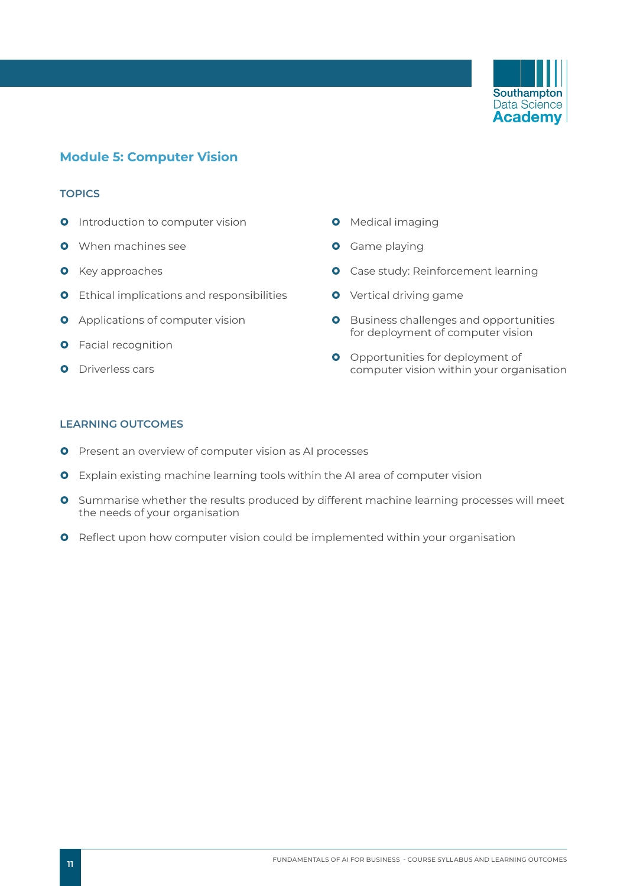## Module 5: Computer Vision

### TOPICS

- Introduction to computer vision
- When machines see
- Key approaches
- Ethical implications and responsibilities
- Applications of computer vision
- Facial recognition
- Driverless cars
- Medical imaging
- Game playing
- Case study: Reinforcement learning
- Vertical driving game
- Business challenges and opportunities for deployment of computer vision
- Opportunities for deployment of computer vision within your organisation

### LEARNING OUTCOMES

- Present an overview of computer vision as AI processes
- Explain existing machine learning tools within the AI area of computer vision
- Summarise whether the results produced by different machine learning processes will meet the needs of your organisation
- Reflect upon how computer vision could be implemented within your organisation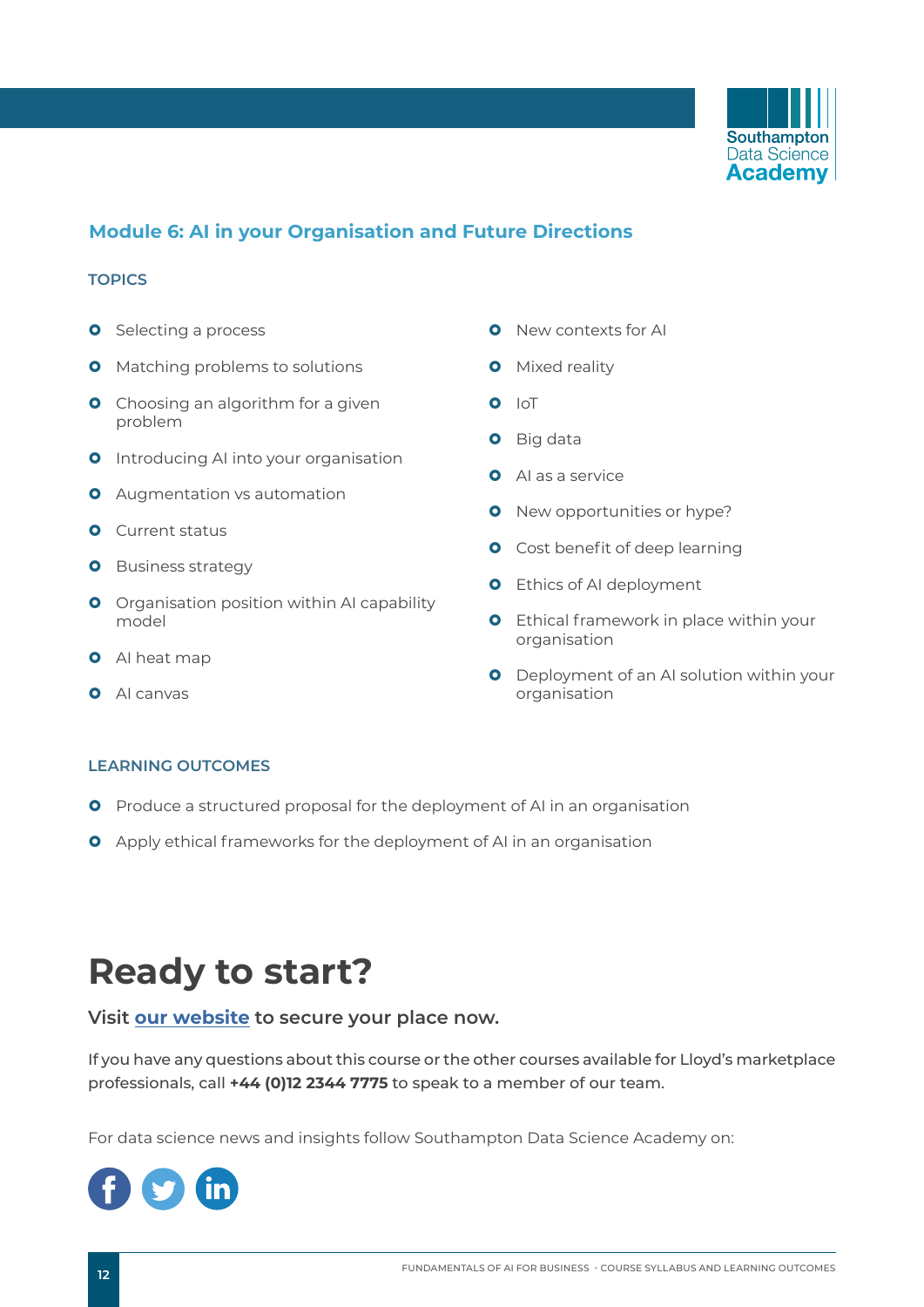## Module 6: AI in your Organisation and Future Directions

### TOPICS

- Selecting a process
- Matching problems to solutions
- Choosing an algorithm for a given problem
- Introducing AI into your organisation
- Augmentation vs automation
- Current status
- Business strategy
- Organisation position within AI capability model
- AI heat map
- AI canvas
- New contexts for AI
- Mixed reality
- IoT
- Big data
- AI as a service
- New opportunities or hype?
- Cost benefit of deep learning
- Ethics of AI deployment
- Ethical framework in place within your organisation
- Deployment of an AI solution within your organisation

### LEARNING OUTCOMES

- Produce a structured proposal for the deployment of AI in an organisation
- Apply ethical frameworks for the deployment of AI in an organisation

# Ready to start?

**Visit our website to secure your place now.**

If you have any questions about this course or the other courses available for Lloyd's marketplace professionals, call **+44 (0)12 2344 7775** to speak to a member of our team.

For data science news and insights follow Southampton Data Science Academy on: